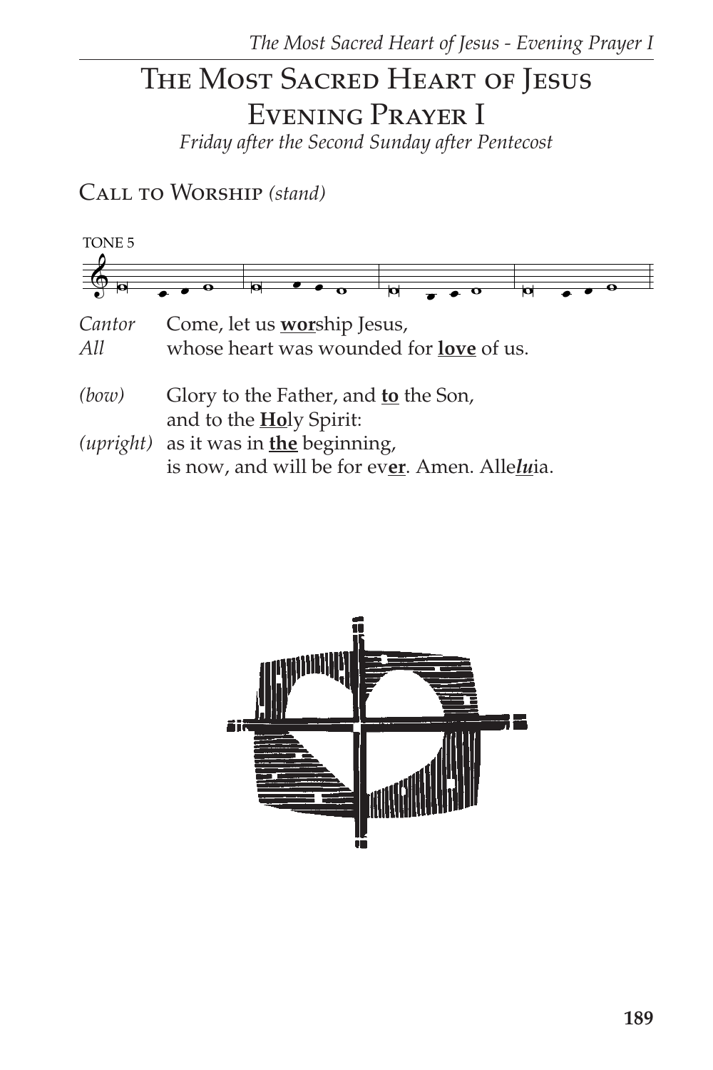# The Most Sacred Heart of Jesus
# Evening Prayer I

*Friday after the Second Sunday after Pentecost*

## Call to Worship *(stand)*

TONE 5

*Cantor* Come, let us **worship** Jesus,
*All* whose heart was wounded for **love** of us.

*(bow)* Glory to the Father, and **to** the Son,
and to the **Ho**ly Spirit:
*(upright)* as it was in **the** beginning,
is now, and will be for ev**er**. Amen. Alle***lu***ia.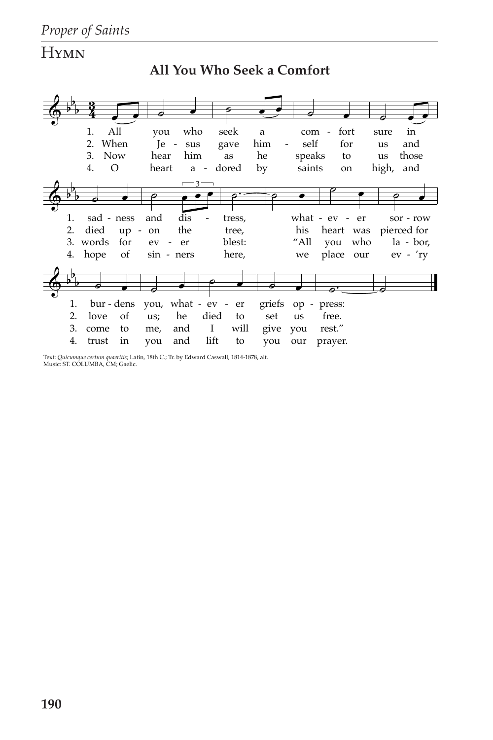## Hymn

### All You Who Seek a Comfort

1. All you who seek a comfort sure in sadness and distress, whatever sorrow burdens you, whatever griefs oppress:

2. When Jesus gave himself for us and died upon the tree, his heart was pierced for love of us; he died to set us free.

3. Now hear him as he speaks to us those words for ever blest: "All you who labor, come to me, and I will give you rest."

4. O heart adored by saints on high, and hope of sinners here, we place our ev'ry trust in you and lift to you our prayer.

Text: *Quicumque certum quaeritis*; Latin, 18th C.; Tr. by Edward Caswall, 1814-1878, alt.
Music: ST. COLUMBA, CM; Gaelic.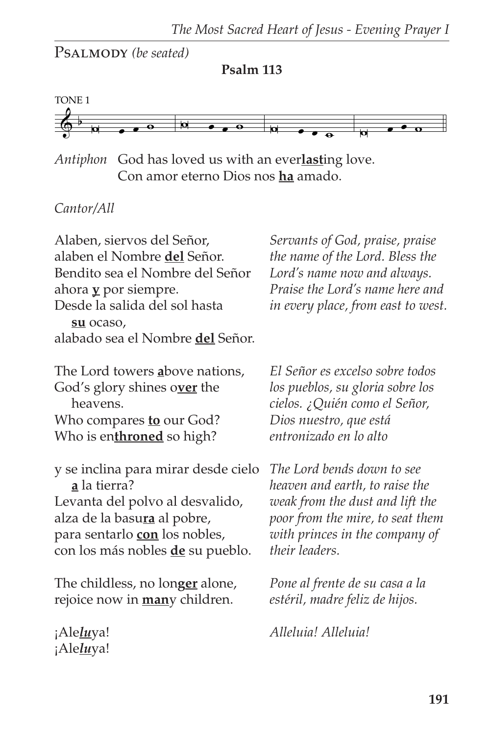Psalmody *(be seated)*

**Psalm 113**

TONE 1

*Antiphon* God has loved us with an ever**last**ing love.
Con amor eterno Dios nos **ha** amado.

*Cantor/All*

Alaben, siervos del Señor,
alaben el Nombre **del** Señor.
Bendito sea el Nombre del Señor
ahora **y** por siempre.
Desde la salida del sol hasta
**su** ocaso,
alabado sea el Nombre **del** Señor.

*Servants of God, praise, praise the name of the Lord. Bless the Lord's name now and always. Praise the Lord's name here and in every place, from east to west.*

The Lord towers **a**bove nations,
God's glory shines o**ver** the
heavens.
Who compares **to** our God?
Who is en**throned** so high?

*El Señor es excelso sobre todos los pueblos, su gloria sobre los cielos. ¿Quién como el Señor, Dios nuestro, que está entronizado en lo alto*

y se inclina para mirar desde cielo
**a** la tierra?
Levanta del polvo al desvalido,
alza de la basu**ra** al pobre,
para sentarlo **con** los nobles,
con los más nobles **de** su pueblo.

*The Lord bends down to see heaven and earth, to raise the weak from the dust and lift the poor from the mire, to seat them with princes in the company of their leaders.*

The childless, no lon**ger** alone,
rejoice now in **man**y children.

*Pone al frente de su casa a la estéril, madre feliz de hijos.*

¡Ale***lu***ya!
¡Ale***lu***ya!

*Alleluia! Alleluia!*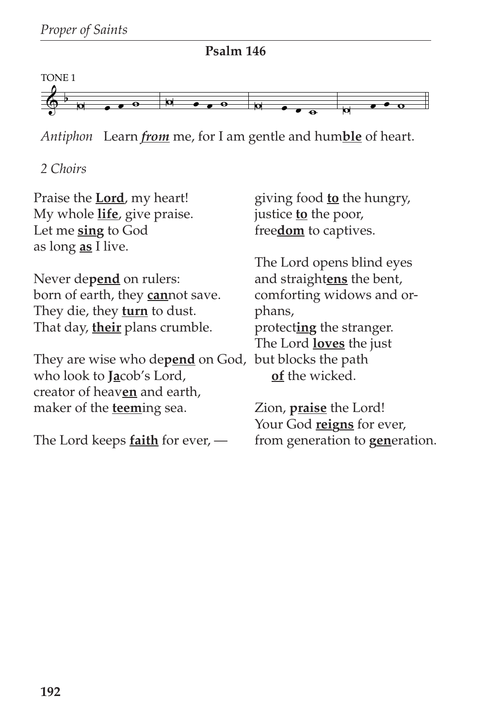## Psalm 146

TONE 1

*Antiphon* Learn ***from*** me, for I am gentle and hum**ble** of heart.

*2 Choirs*

Praise the **Lord**, my heart!
My whole **life**, give praise.
Let me **sing** to God
as long **as** I live.

Never de**pend** on rulers:
born of earth, they **can**not save.
They die, they **turn** to dust.
That day, **their** plans crumble.

They are wise who de**pend** on God,
who look to **Ja**cob's Lord,
creator of heav**en** and earth,
maker of the **teem**ing sea.

The Lord keeps **faith** for ever, —
giving food **to** the hungry,
justice **to** the poor,
free**dom** to captives.

The Lord opens blind eyes
and straight**ens** the bent,
comforting widows and orphans,
protect**ing** the stranger.
The Lord **loves** the just
but blocks the path
**of** the wicked.

Zion, **praise** the Lord!
Your God **reigns** for ever,
from generation to **gen**eration.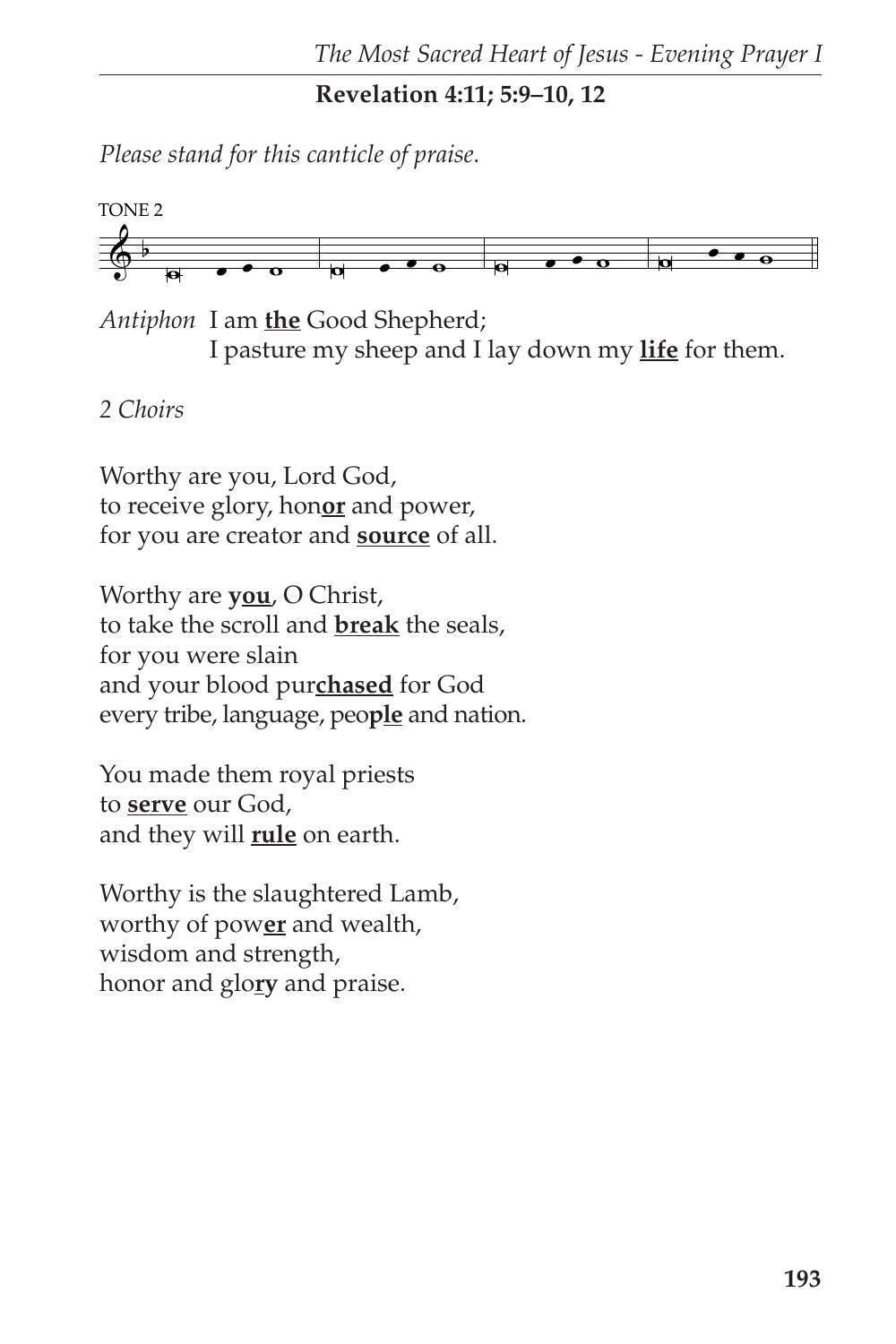**Revelation 4:11; 5:9–10, 12**

*Please stand for this canticle of praise.*

TONE 2

*Antiphon* I am **<u>the</u>** Good Shepherd;
I pasture my sheep and I lay down my **<u>life</u>** for them.

*2 Choirs*

Worthy are you, Lord God,
to receive glory, hon**<u>or</u>** and power,
for you are creator and **<u>source</u>** of all.

Worthy are **<u>you</u>**, O Christ,
to take the scroll and **<u>break</u>** the seals,
for you were slain
and your blood pur**<u>chased</u>** for God
every tribe, language, peo**<u>ple</u>** and nation.

You made them royal priests
to **<u>serve</u>** our God,
and they will **<u>rule</u>** on earth.

Worthy is the slaughtered Lamb,
worthy of pow**<u>er</u>** and wealth,
wisdom and strength,
honor and glo**<u>ry</u>** and praise.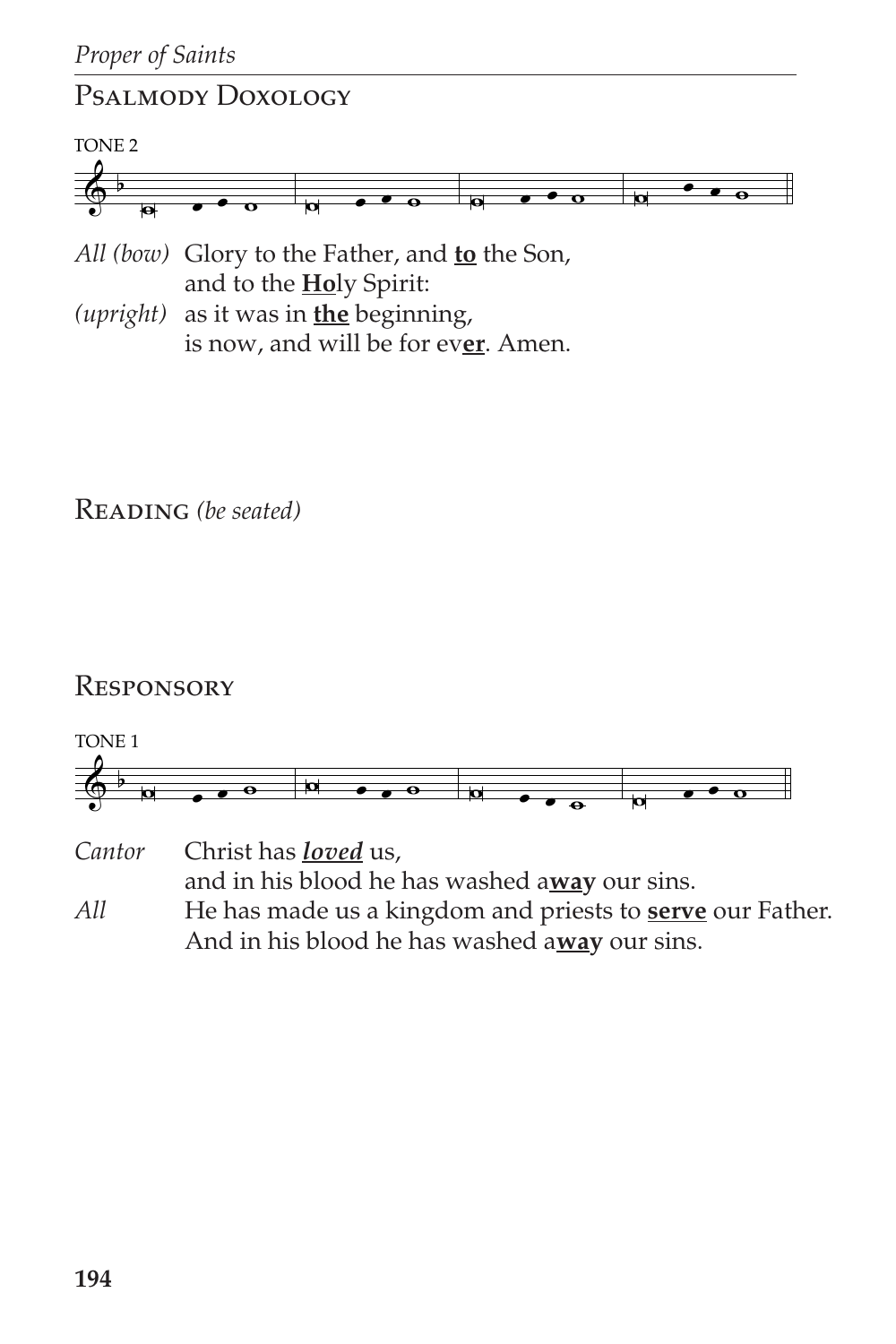## Psalmody Doxology

TONE 2

*All (bow)* Glory to the Father, and **to** the Son,
and to the **Ho**ly Spirit:
*(upright)* as it was in **the** beginning,
is now, and will be for ev**er**. Amen.

## Reading *(be seated)*

## Responsory

TONE 1

*Cantor* Christ has ***loved*** us,
and in his blood he has washed a**way** our sins.
*All* He has made us a kingdom and priests to **serve** our Father.
And in his blood he has washed a**way** our sins.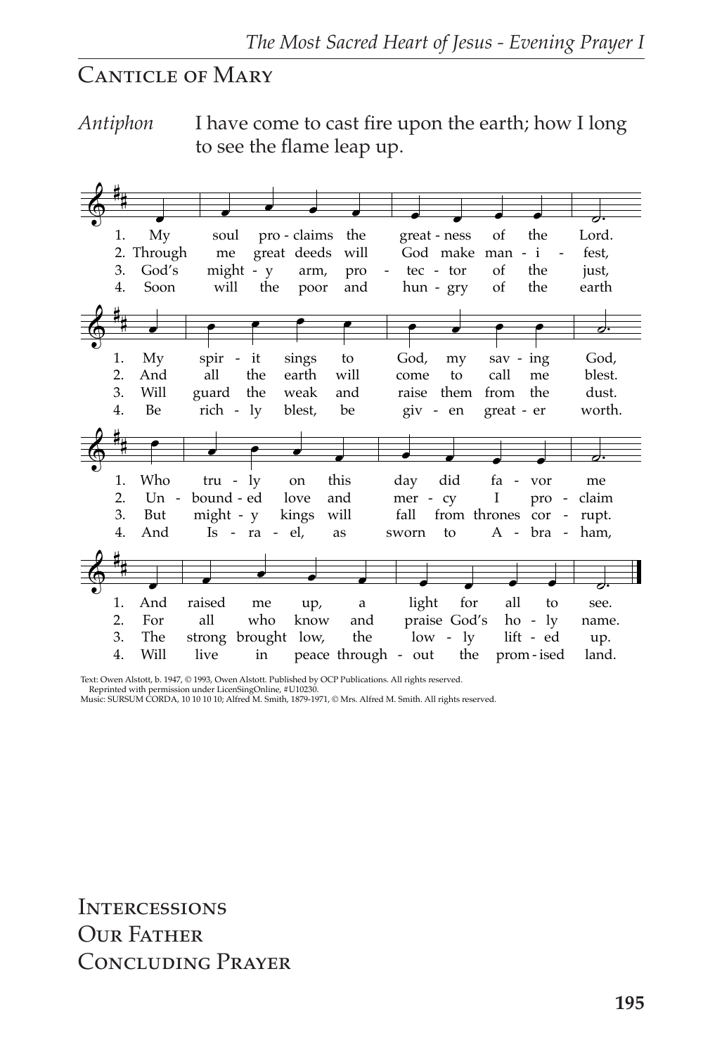## Canticle of Mary

*Antiphon* I have come to cast fire upon the earth; how I long to see the flame leap up.

1. My soul proclaims the greatness of the Lord.
My spirit sings to God, my saving God,
Who truly on this day did favor me
And raised me up, a light for all to see.

2. Through me great deeds will God make manifest,
And all the earth will come to call me blest.
Unbounded love and mercy I proclaim
For all who know and praise God's holy name.

3. God's mighty arm, protector of the just,
Will guard the weak and raise them from the dust.
But mighty kings will fall from thrones corrupt.
The strong brought low, the lowly lifted up.

4. Soon will the poor and hungry of the earth
Be richly blest, be given greater worth.
And Israel, as sworn to Abraham,
Will live in peace throughout the promised land.

Text: Owen Alstott, b. 1947, © 1993, Owen Alstott. Published by OCP Publications. All rights reserved.
Reprinted with permission under LicenSingOnline, #U10230.
Music: SURSUM CORDA, 10 10 10 10; Alfred M. Smith, 1879-1971, © Mrs. Alfred M. Smith. All rights reserved.

## Intercessions

## Our Father

## Concluding Prayer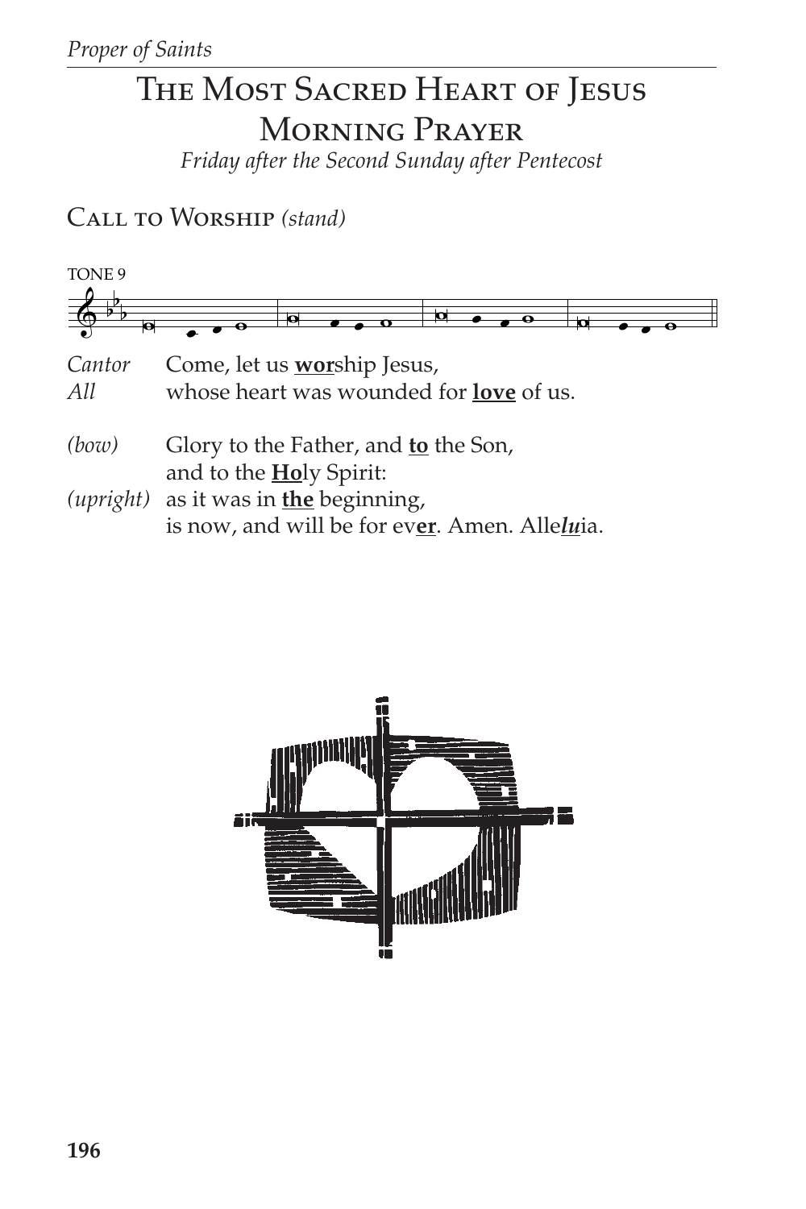# The Most Sacred Heart of Jesus
# Morning Prayer

*Friday after the Second Sunday after Pentecost*

## Call to Worship *(stand)*

TONE 9

*Cantor* Come, let us **worship** Jesus,
*All* whose heart was wounded for **love** of us.

*(bow)* Glory to the Father, and **to** the Son,
and to the **Ho**ly Spirit:
*(upright)* as it was in **the** beginning,
is now, and will be for ev**er**. Amen. Alle***lu***ia.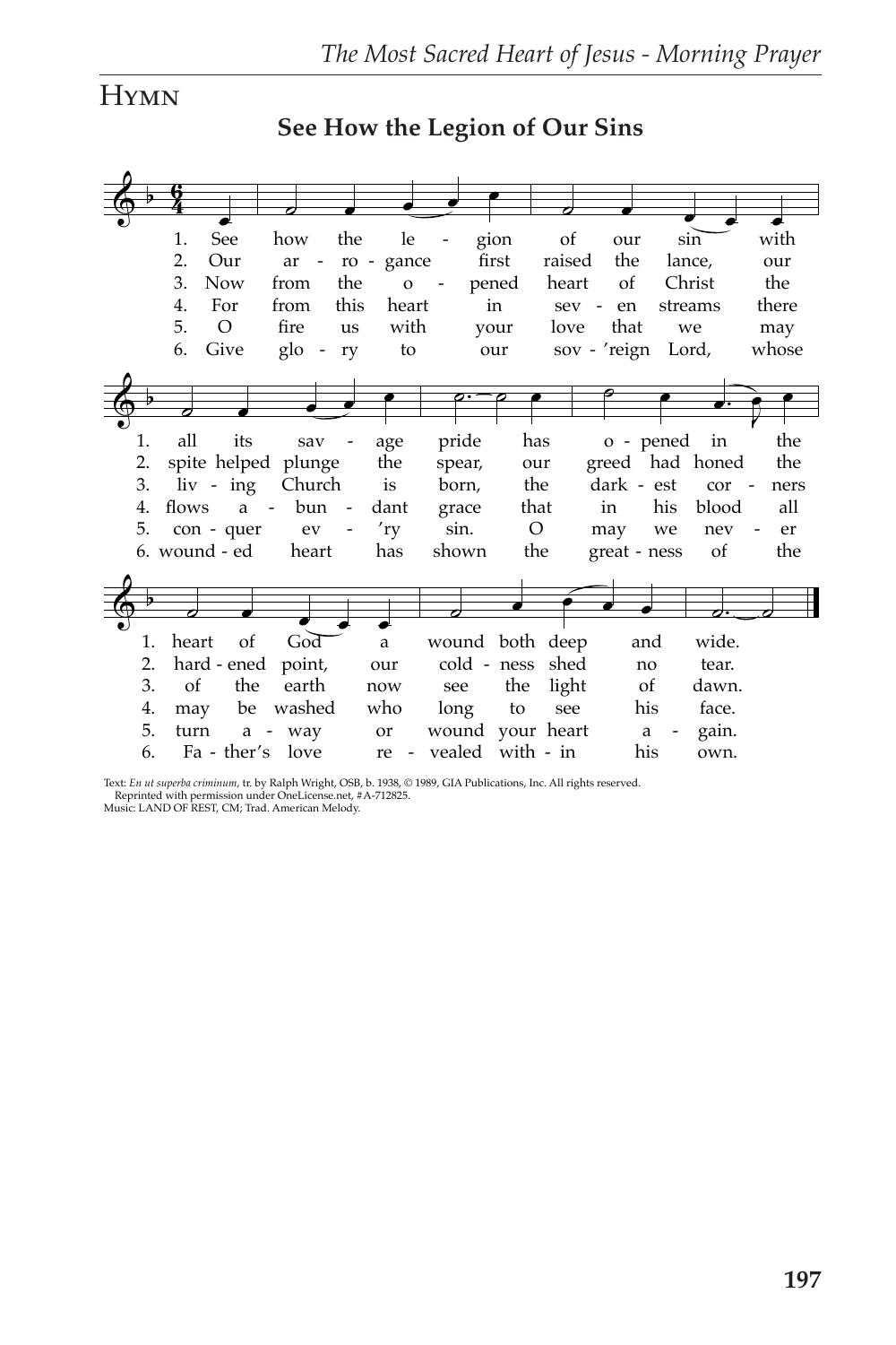## Hymn

### See How the Legion of Our Sins

1. See how the legion of our sin with all its savage pride has opened in the heart of God a wound both deep and wide.
2. Our arrogance first raised the lance, our spite helped plunge the spear, our greed had honed the hardened point, our coldness shed no tear.
3. Now from the opened heart of Christ the living Church is born, the darkest corners of the earth now see the light of dawn.
4. For from this heart in seven streams there flows abundant grace that all in his blood all may be washed who long to see his face.
5. O fire us with your love that we may conquer every sin. O may we never turn away or wound your heart again.
6. Give glory to our sov'reign Lord, whose wounded heart has shown the greatness of the Father's love revealed within his own.

Text: *En ut superba criminum*, tr. by Ralph Wright, OSB, b. 1938, © 1989, GIA Publications, Inc. All rights reserved. Reprinted with permission under OneLicense.net, #A-712825.
Music: LAND OF REST, CM; Trad. American Melody.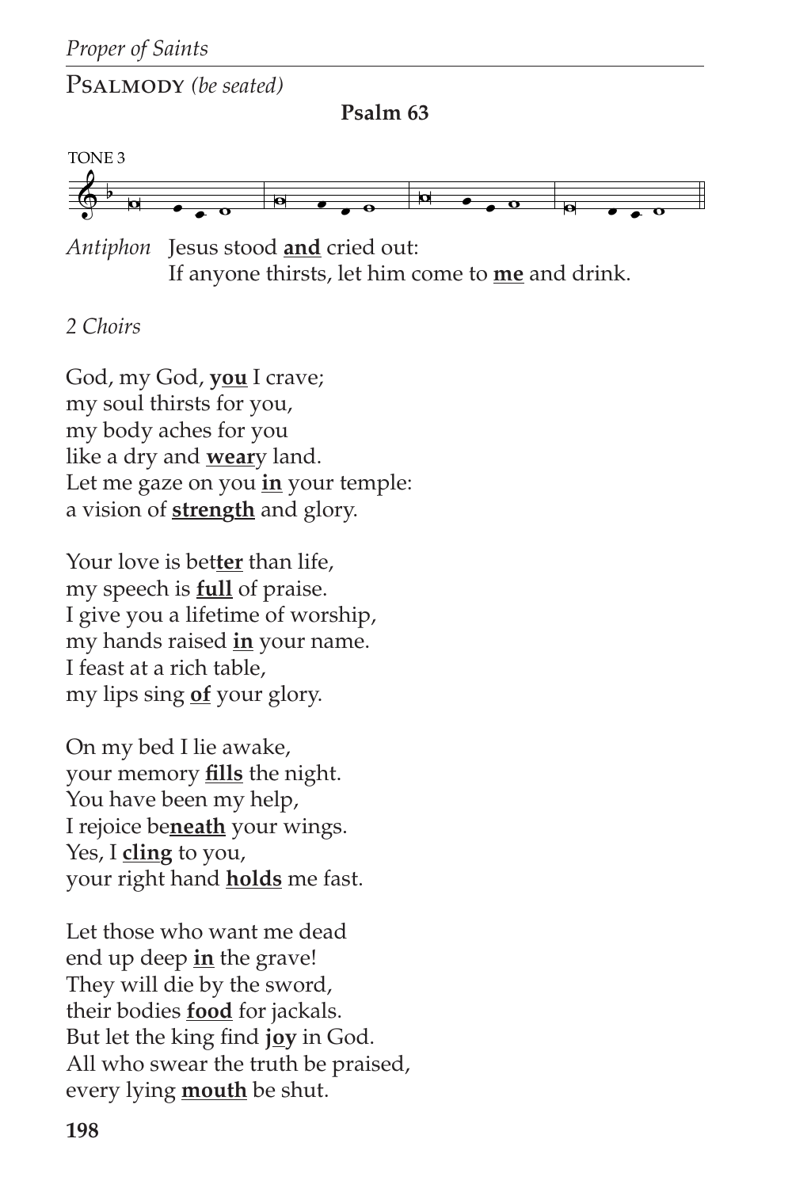Psalmody *(be seated)*

**Psalm 63**

TONE 3

*Antiphon* Jesus stood **and** cried out:
If anyone thirsts, let him come to **me** and drink.

*2 Choirs*

God, my God, **you** I crave;
my soul thirsts for you,
my body aches for you
like a dry and **wear**y land.
Let me gaze on you **in** your temple:
a vision of **strength** and glory.

Your love is bet**ter** than life,
my speech is **full** of praise.
I give you a lifetime of worship,
my hands raised **in** your name.
I feast at a rich table,
my lips sing **of** your glory.

On my bed I lie awake,
your memory **fills** the night.
You have been my help,
I rejoice be**neath** your wings.
Yes, I **cling** to you,
your right hand **holds** me fast.

Let those who want me dead
end up deep **in** the grave!
They will die by the sword,
their bodies **food** for jackals.
But let the king find **joy** in God.
All who swear the truth be praised,
every lying **mouth** be shut.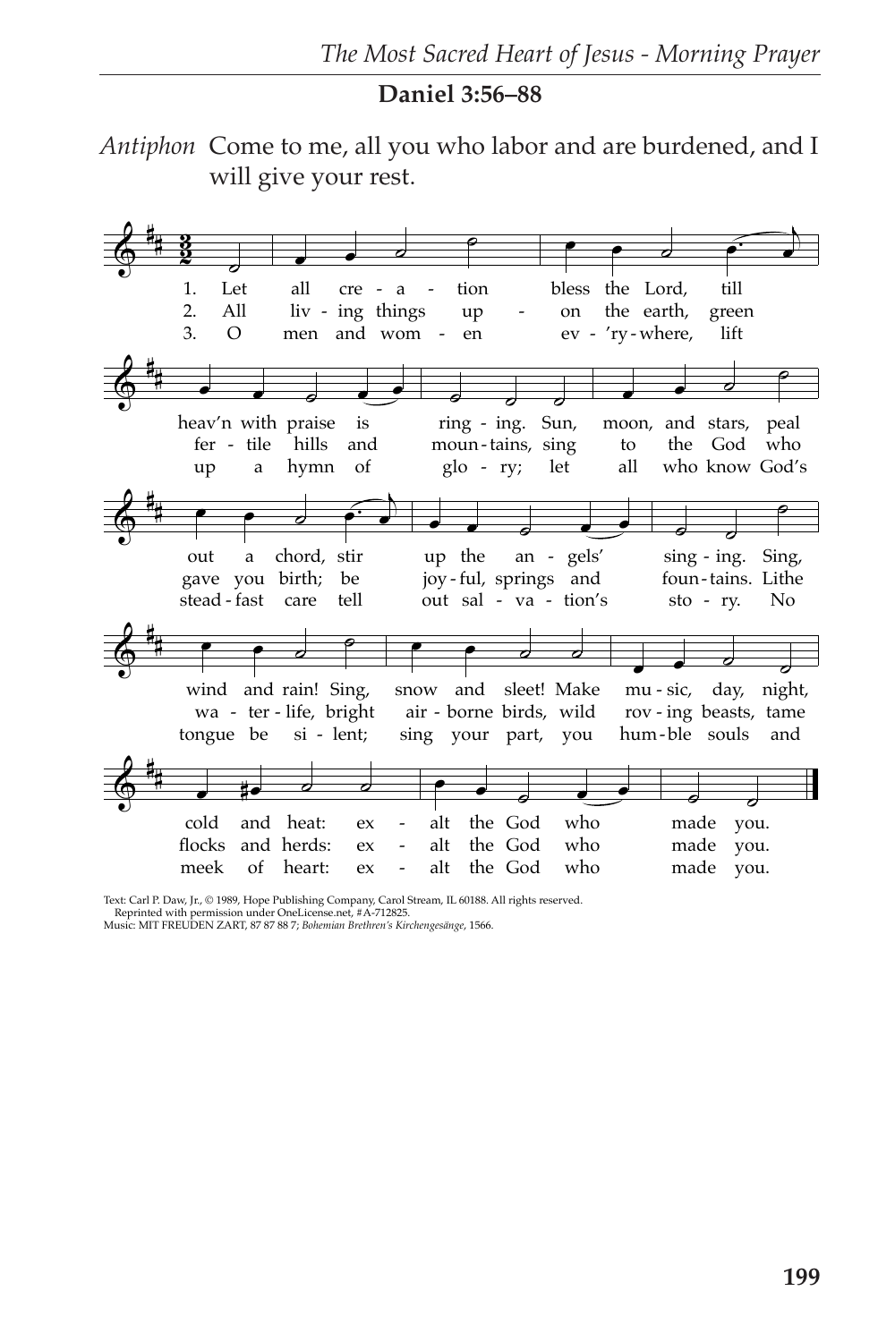## Daniel 3:56–88

*Antiphon* Come to me, all you who labor and are burdened, and I will give your rest.

1. Let all cre - a - tion bless the Lord, till heav'n with praise is ring - ing. Sun, moon, and stars, peal out a chord, stir up the an - gels' sing - ing. Sing, wind and rain! Sing, snow and sleet! Make mu - sic, day, night, cold and heat: ex - alt the God who made you.

2. All liv - ing things up - on the earth, green fer - tile hills and moun - tains, sing to the God who gave you birth; be joy - ful, springs and foun - tains. Lithe wa - ter - life, bright air - borne birds, wild rov - ing beasts, tame flocks and herds: ex - alt the God who made you.

3. O men and wom - en ev - 'ry - where, lift up a hymn of glo - ry; let all who know God's stead - fast care tell out sal - va - tion's sto - ry. No tongue be si - lent; sing your part, you hum - ble souls and meek of heart: ex - alt the God who made you.

Text: Carl P. Daw, Jr., © 1989, Hope Publishing Company, Carol Stream, IL 60188. All rights reserved. Reprinted with permission under OneLicense.net, #A-712825.
Music: MIT FREUDEN ZART, 87 87 88 7; *Bohemian Brethren's Kirchengesänge*, 1566.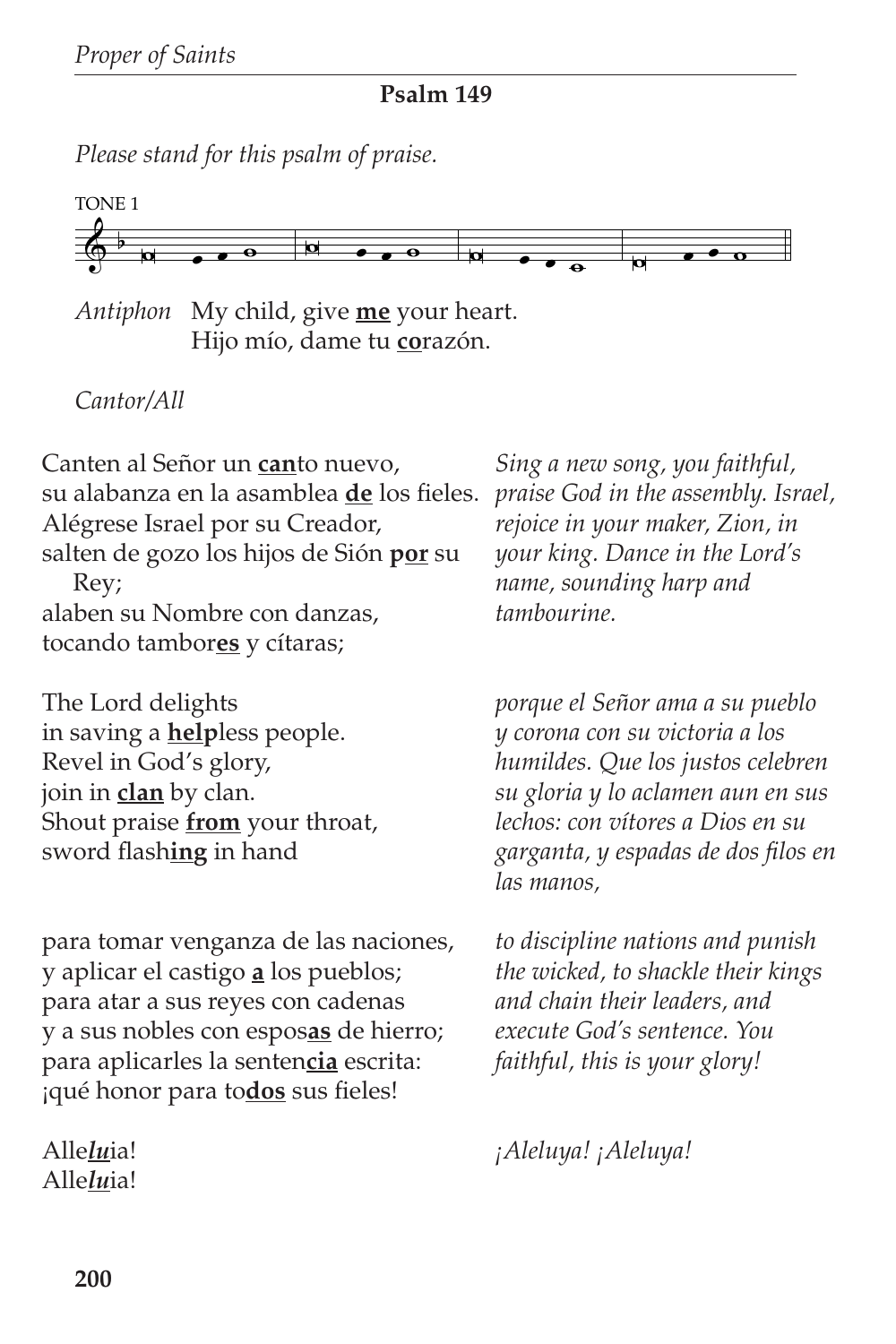## Psalm 149

*Please stand for this psalm of praise.*

TONE 1

*Antiphon* My child, give **me** your heart.
Hijo mío, dame tu **co**razón.

*Cantor/All*

Canten al Señor un **can**to nuevo,
su alabanza en la asamblea **de** los fieles.
Alégrese Israel por su Creador,
salten de gozo los hijos de Sión **por** su Rey;
alaben su Nombre con danzas,
tocando tambor**es** y cítaras;

*Sing a new song, you faithful, praise God in the assembly. Israel, rejoice in your maker, Zion, in your king. Dance in the Lord's name, sounding harp and tambourine.*

The Lord delights
in saving a **help**less people.
Revel in God's glory,
join in **clan** by clan.
Shout praise **from** your throat,
sword flash**ing** in hand

*porque el Señor ama a su pueblo y corona con su victoria a los humildes. Que los justos celebren su gloria y lo aclamen aun en sus lechos: con vítores a Dios en su garganta, y espadas de dos filos en las manos,*

para tomar venganza de las naciones,
y aplicar el castigo **a** los pueblos;
para atar a sus reyes con cadenas
y a sus nobles con espos**as** de hierro;
para aplicarles la senten**cia** escrita:
¡qué honor para to**dos** sus fieles!

*to discipline nations and punish the wicked, to shackle their kings and chain their leaders, and execute God's sentence. You faithful, this is your glory!*

Alle***lu***ia!
Alle***lu***ia!

*¡Aleluya! ¡Aleluya!*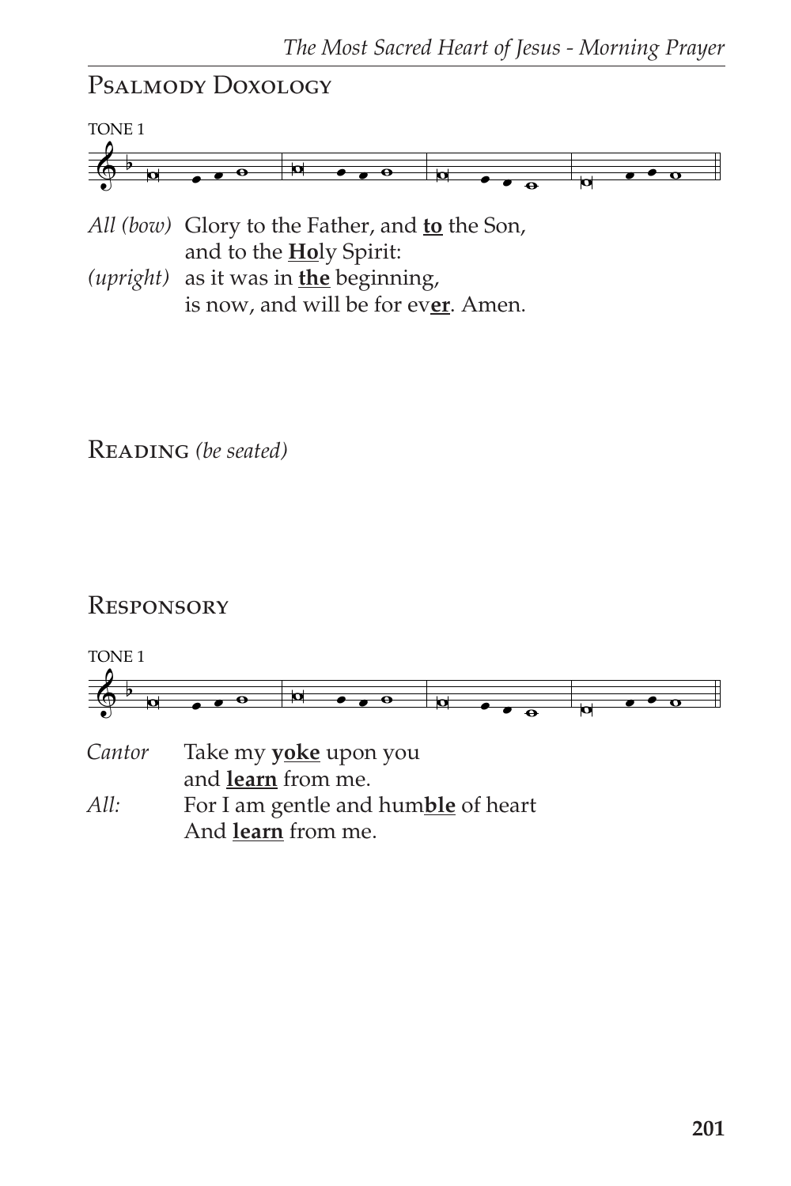## Psalmody Doxology

TONE 1

*All (bow)* Glory to the Father, and **<u>to</u>** the Son,
and to the **<u>Ho</u>**ly Spirit:
*(upright)* as it was in **<u>the</u>** beginning,
is now, and will be for ev**<u>er</u>**. Amen.

## Reading *(be seated)*

## Responsory

TONE 1

*Cantor* Take my **<u>yoke</u>** upon you
and **<u>learn</u>** from me.
*All:* For I am gentle and hum**<u>ble</u>** of heart
And **<u>learn</u>** from me.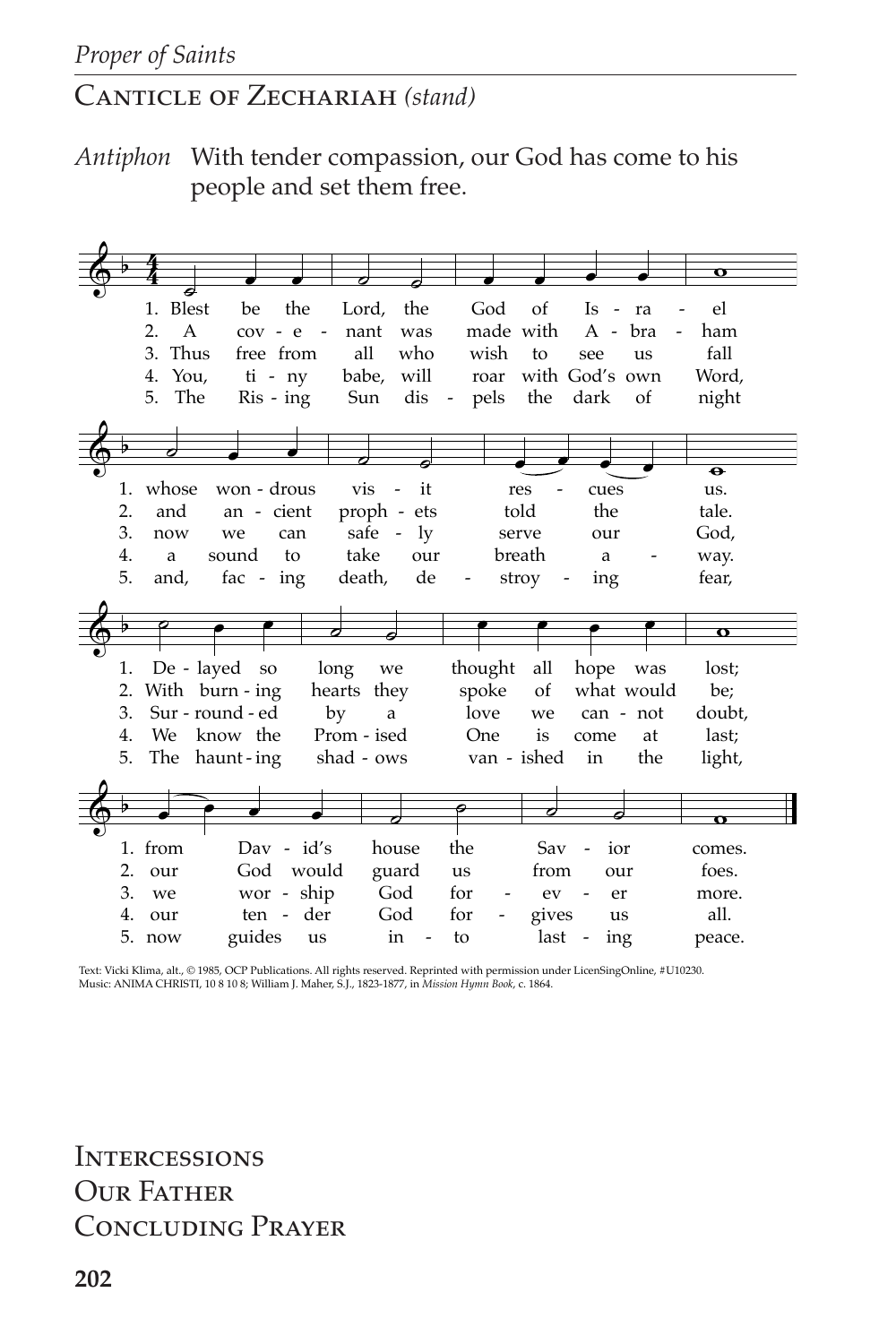# Canticle of Zechariah *(stand)*

*Antiphon* With tender compassion, our God has come to his people and set them free.

1. Blest be the Lord, the God of Is - ra - el
whose won - drous vis - it res - cues us.
De - layed so long we thought all hope was lost;
from Dav - id's house the Sav - ior comes.

2. A cov - e - nant was made with A - bra - ham
and an - cient proph - ets told the tale.
With burn - ing hearts they spoke of what would be;
our God would guard us from our foes.

3. Thus free from all who wish to see us fall
now we can safe - ly serve our God,
Sur - round - ed by a love we can - not doubt,
we wor - ship God for - ev - er more.

4. You, ti - ny babe, will roar with God's own Word,
a sound to take our breath a - way.
We know the Prom - ised One is come at last;
our ten - der God for - gives us all.

5. The Ris - ing Sun dis - pels the dark of night
and, fac - ing death, de - stroy - ing fear,
The haunt - ing shad - ows van - ished in the light,
now guides us in - to last - ing peace.

Text: Vicki Klima, alt., © 1985, OCP Publications. All rights reserved. Reprinted with permission under LicenSingOnline, #U10230.
Music: ANIMA CHRISTI, 10 8 10 8; William J. Maher, S.J., 1823-1877, in *Mission Hymn Book*, c. 1864.

# Intercessions

# Our Father

# Concluding Prayer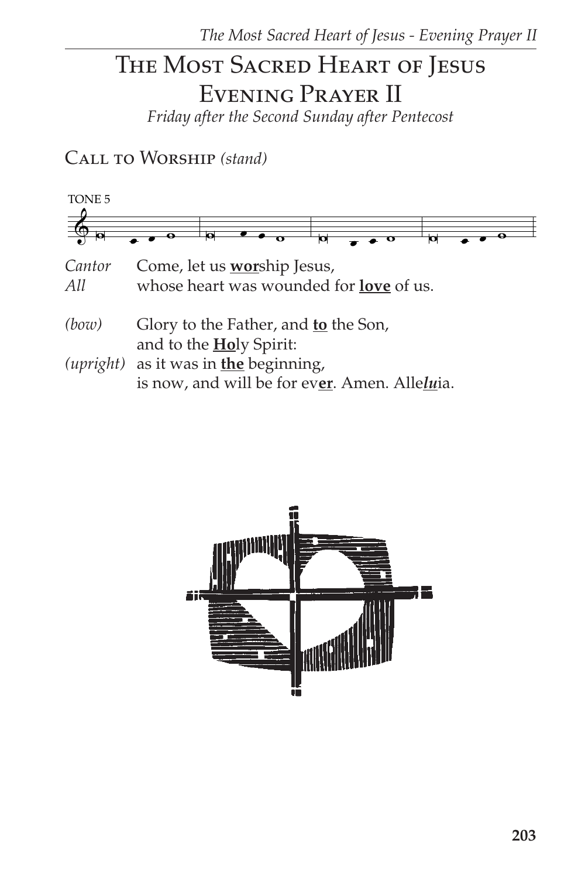# The Most Sacred Heart of Jesus
# Evening Prayer II

*Friday after the Second Sunday after Pentecost*

## Call to Worship *(stand)*

TONE 5

| | |
|---|---|
| *Cantor* | Come, let us **worship** Jesus, |
| *All* | whose heart was wounded for **love** of us. |
| | |
| *(bow)* | Glory to the Father, and **to** the Son, |
| | and to the **Ho**ly Spirit: |
| *(upright)* | as it was in **the** beginning, |
| | is now, and will be for ev**er**. Amen. Alle***lu***ia. |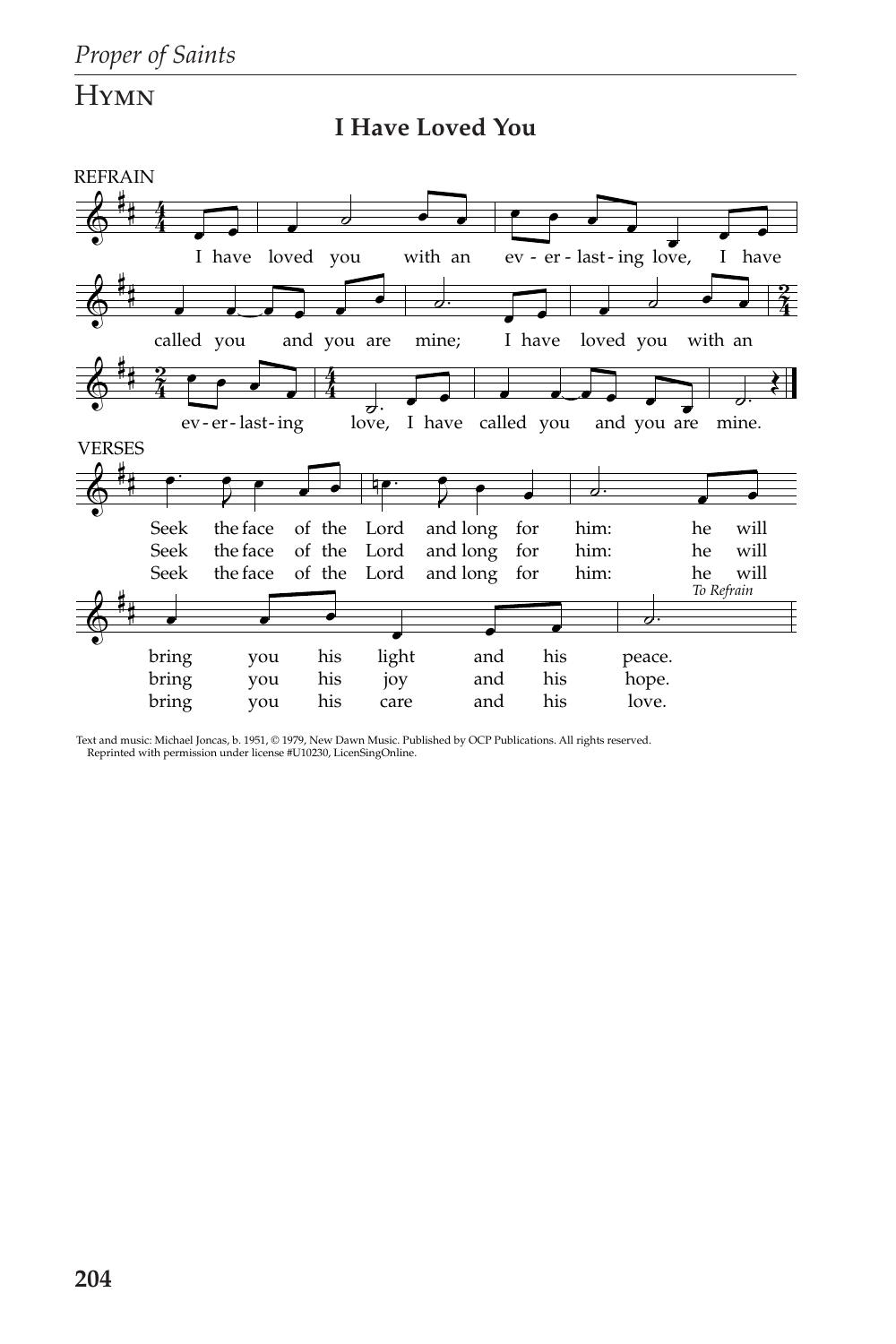## Hymn

**I Have Loved You**

REFRAIN

I have loved you with an everlasting love, I have called you and you are mine; I have loved you with an everlasting love, I have called you and you are mine.

VERSES

Seek the face of the Lord and long for him: he will bring you his light and his peace.

Seek the face of the Lord and long for him: he will bring you his joy and his hope.

Seek the face of the Lord and long for him: he will bring you his care and his love.

*To Refrain*

Text and music: Michael Joncas, b. 1951, © 1979, New Dawn Music. Published by OCP Publications. All rights reserved. Reprinted with permission under license #U10230, LicenSingOnline.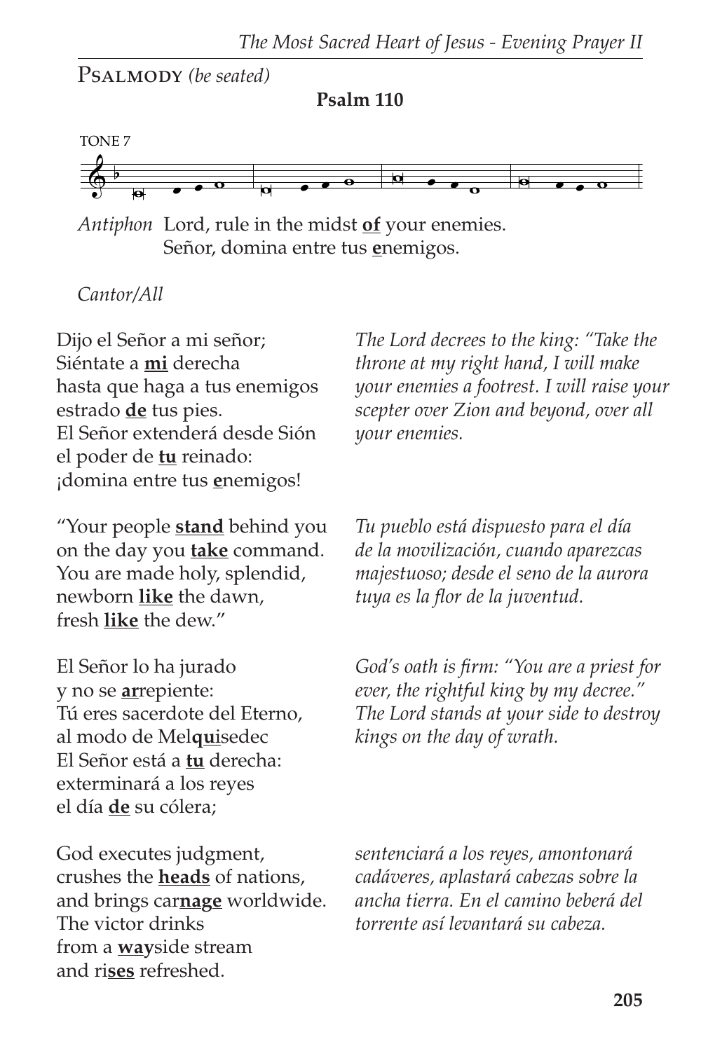Psalmody *(be seated)*

**Psalm 110**

TONE 7

*Antiphon* Lord, rule in the midst **of** your enemies.
Señor, domina entre tus **e**nemigos.

*Cantor/All*

Dijo el Señor a mi señor;
Siéntate a **mi** derecha
hasta que haga a tus enemigos
estrado **de** tus pies.
El Señor extenderá desde Sión
el poder de **tu** reinado:
¡domina entre tus **e**nemigos!

*The Lord decrees to the king: "Take the throne at my right hand, I will make your enemies a footrest. I will raise your scepter over Zion and beyond, over all your enemies.*

"Your people **stand** behind you
on the day you **take** command.
You are made holy, splendid,
newborn **like** the dawn,
fresh **like** the dew."

*Tu pueblo está dispuesto para el día de la movilización, cuando aparezcas majestuoso; desde el seno de la aurora tuya es la flor de la juventud.*

El Señor lo ha jurado
y no se **ar**repiente:
Tú eres sacerdote del Eterno,
al modo de Mel**qui**sedec
El Señor está a **tu** derecha:
exterminará a los reyes
el día **de** su cólera;

*God's oath is firm: "You are a priest for ever, the rightful king by my decree." The Lord stands at your side to destroy kings on the day of wrath.*

God executes judgment,
crushes the **heads** of nations,
and brings car**nage** worldwide.
The victor drinks
from a **way**side stream
and ri**ses** refreshed.

*sentenciará a los reyes, amontonará cadáveres, aplastará cabezas sobre la ancha tierra. En el camino beberá del torrente así levantará su cabeza.*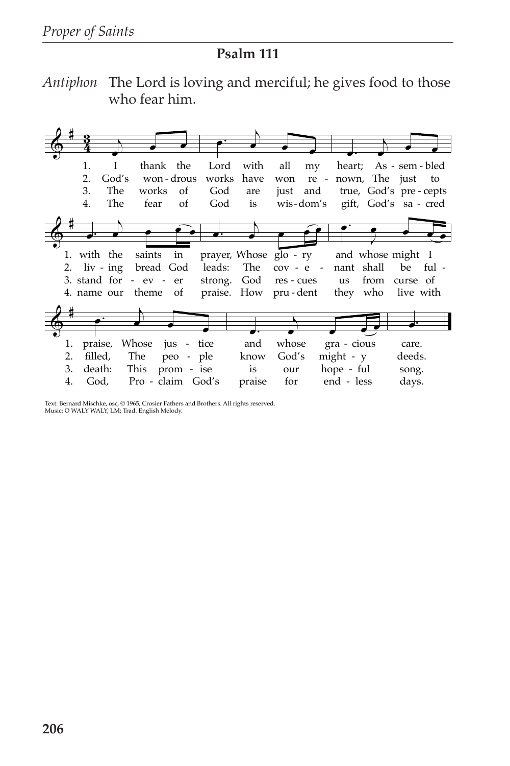## Psalm 111

*Antiphon* The Lord is loving and merciful; he gives food to those who fear him.

1. I thank the Lord with all my heart; Assembled with the saints in prayer, Whose glory and whose might I praise, Whose justice and whose gracious care.
2. God's wondrous works have won renown, The just to living bread God leads: The covenant shall be fulfilled, The people know God's mighty deeds.
3. The works of God are just and true, God's precepts stand for-ever strong. God rescues us from curse of death: This promise is our hopeful song.
4. The fear of God is wisdom's gift, God's sacred name our theme of praise. How prudent they who live with God, Proclaim God's praise for endless days.

Text: Bernard Mischke, osc, © 1965, Crosier Fathers and Brothers. All rights reserved.
Music: O WALY WALY, LM; Trad. English Melody.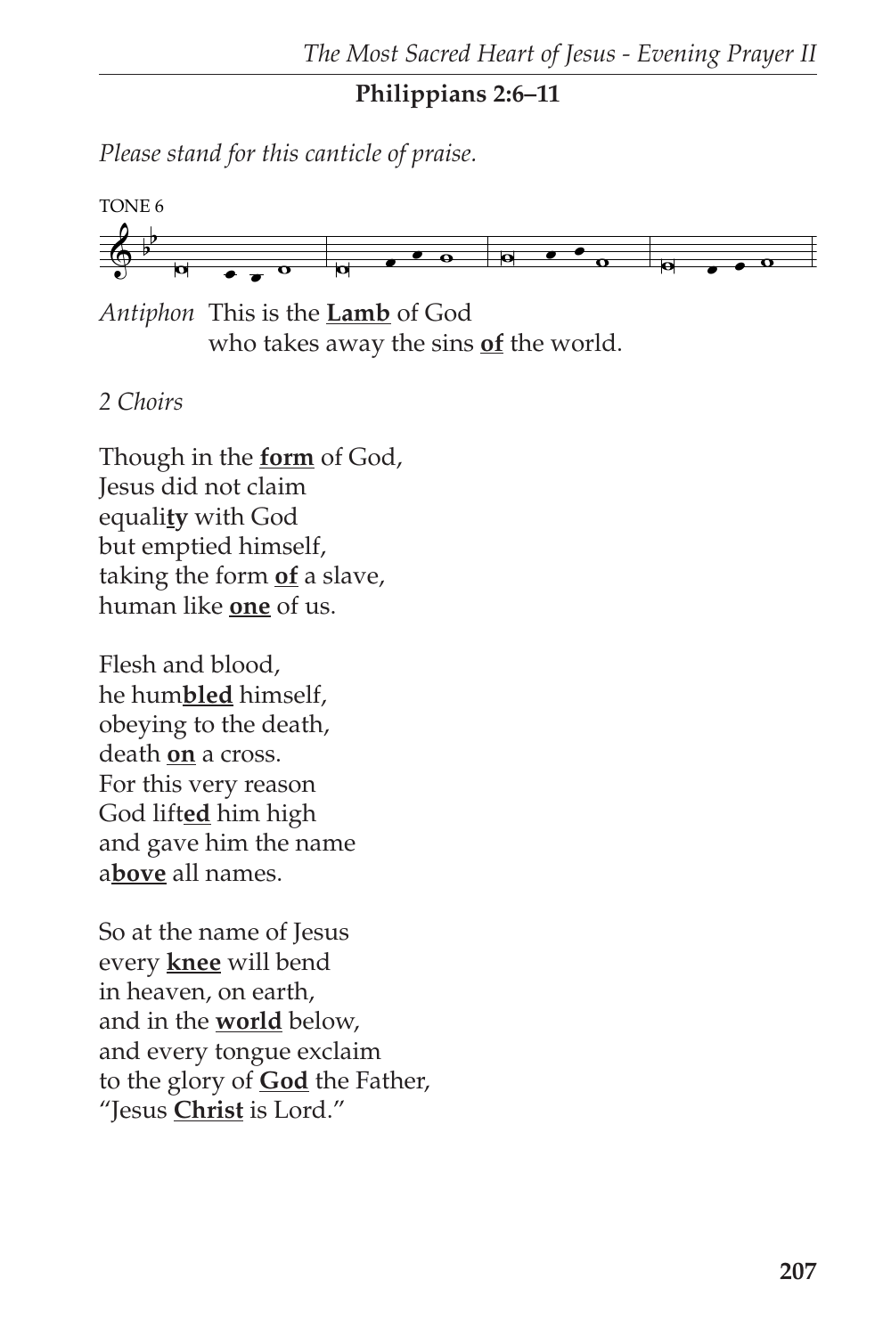## Philippians 2:6–11

*Please stand for this canticle of praise.*

TONE 6

*Antiphon* This is the **Lamb** of God
who takes away the sins **of** the world.

*2 Choirs*

Though in the **form** of God,
Jesus did not claim
equali**ty** with God
but emptied himself,
taking the form **of** a slave,
human like **one** of us.

Flesh and blood,
he hum**bled** himself,
obeying to the death,
death **on** a cross.
For this very reason
God lift**ed** him high
and gave him the name
a**bove** all names.

So at the name of Jesus
every **knee** will bend
in heaven, on earth,
and in the **world** below,
and every tongue exclaim
to the glory of **God** the Father,
"Jesus **Christ** is Lord."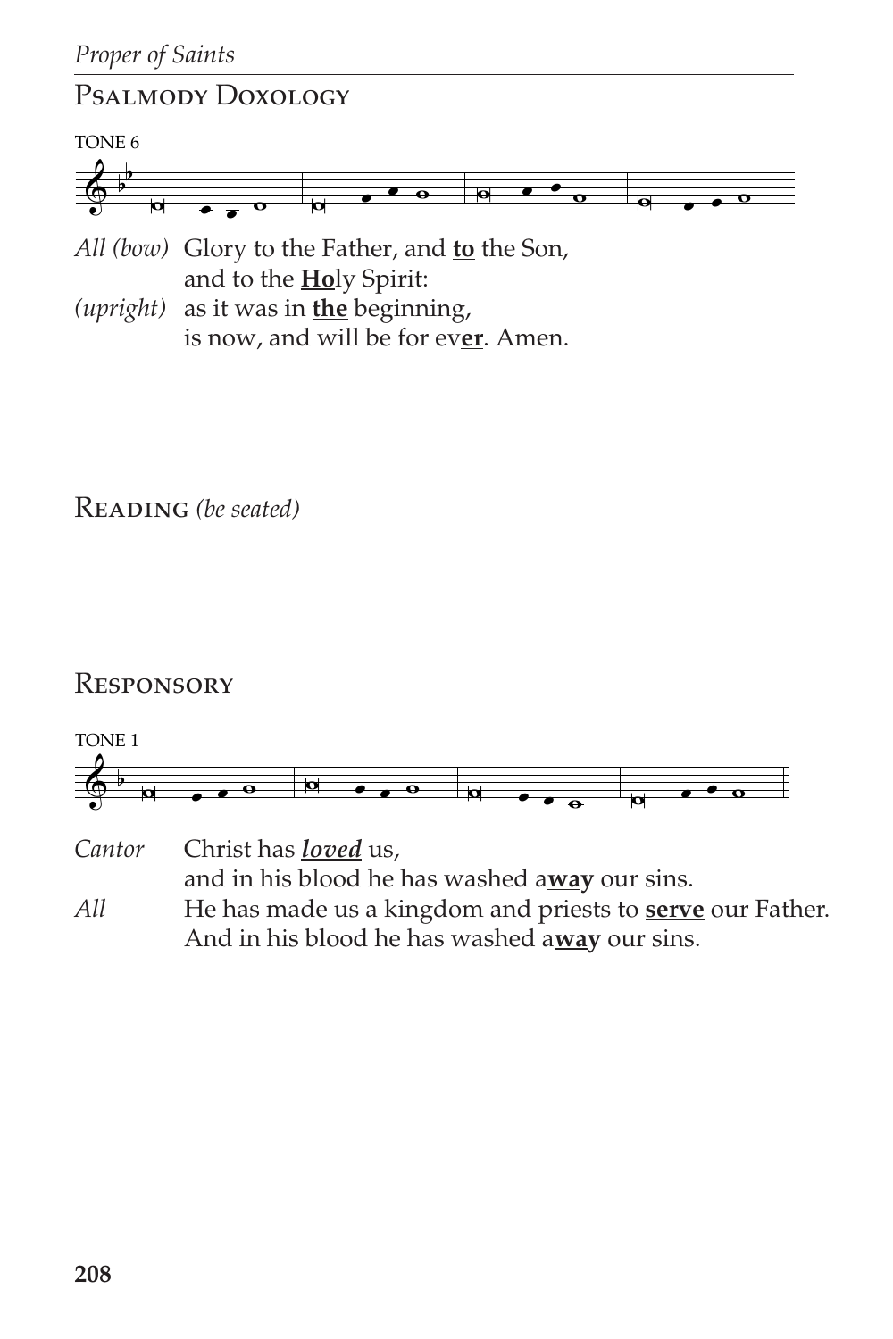## Psalmody Doxology

TONE 6

*All (bow)* Glory to the Father, and **to** the Son,
and to the **Ho**ly Spirit:
*(upright)* as it was in **the** beginning,
is now, and will be for ev**er**. Amen.

## Reading *(be seated)*

## Responsory

TONE 1

*Cantor* Christ has ***loved*** us,
and in his blood he has washed a**way** our sins.
*All* He has made us a kingdom and priests to **serve** our Father.
And in his blood he has washed a**way** our sins.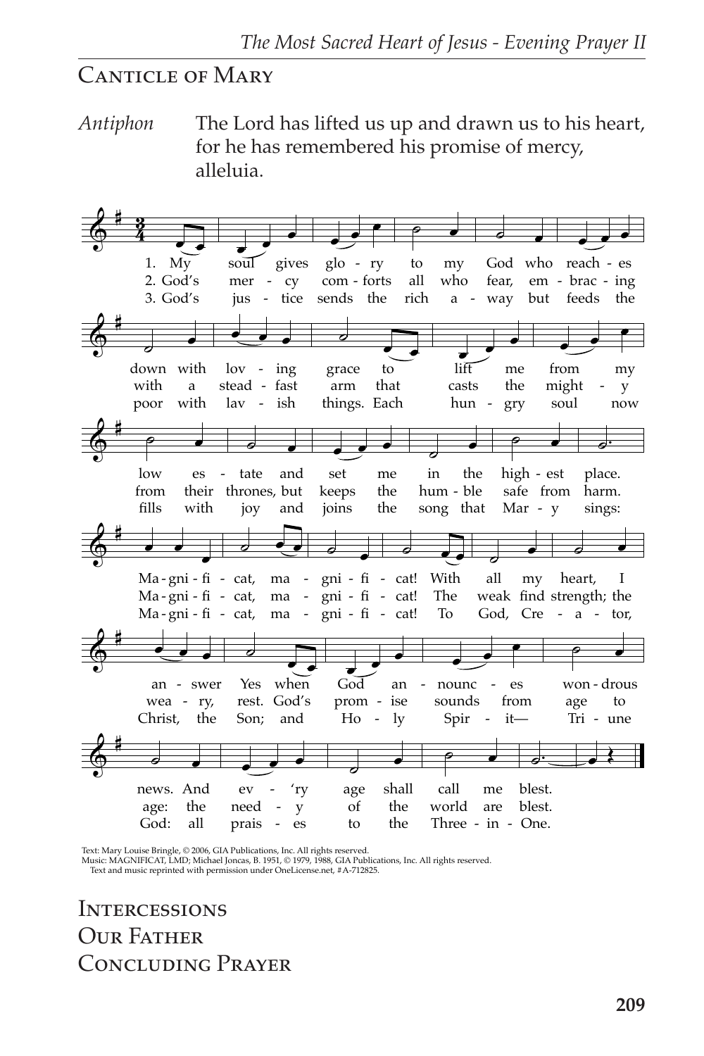## Canticle of Mary

*Antiphon* The Lord has lifted us up and drawn us to his heart, for he has remembered his promise of mercy, alleluia.

1. My soul gives glo - ry to my God who reach - es down with lov - ing grace to lift me from my low es - tate and set me in the high - est place. Ma - gni - fi - cat, ma - gni - fi - cat! With all my heart, I an - swer Yes when God an - nounc - es won - drous news. And ev - 'ry age shall call me blest.

2. God's mer - cy com - forts all who fear, em - brac - ing with a stead - fast arm that casts the might - y from their thrones, but keeps the hum - ble safe from harm. Ma - gni - fi - cat, ma - gni - fi - cat! The weak find strength; the wea - ry, rest. God's prom - ise sounds from age to age: the need - y of the world are blest.

3. God's jus - tice sends the rich a - way but feeds the poor with lav - ish things. Each hun - gry soul now fills with joy and joins the song that Mar - y sings: Ma - gni - fi - cat, ma - gni - fi - cat! To God, Cre - a - tor, Christ, the Son; and Ho - ly Spir - it— Tri - une God: all prais - es to the Three - in - One.

Text: Mary Louise Bringle, © 2006, GIA Publications, Inc. All rights reserved.
Music: MAGNIFICAT, LMD; Michael Joncas, B. 1951, © 1979, 1988, GIA Publications, Inc. All rights reserved.
Text and music reprinted with permission under OneLicense.net, #A-712825.

## Intercessions
## Our Father
## Concluding Prayer